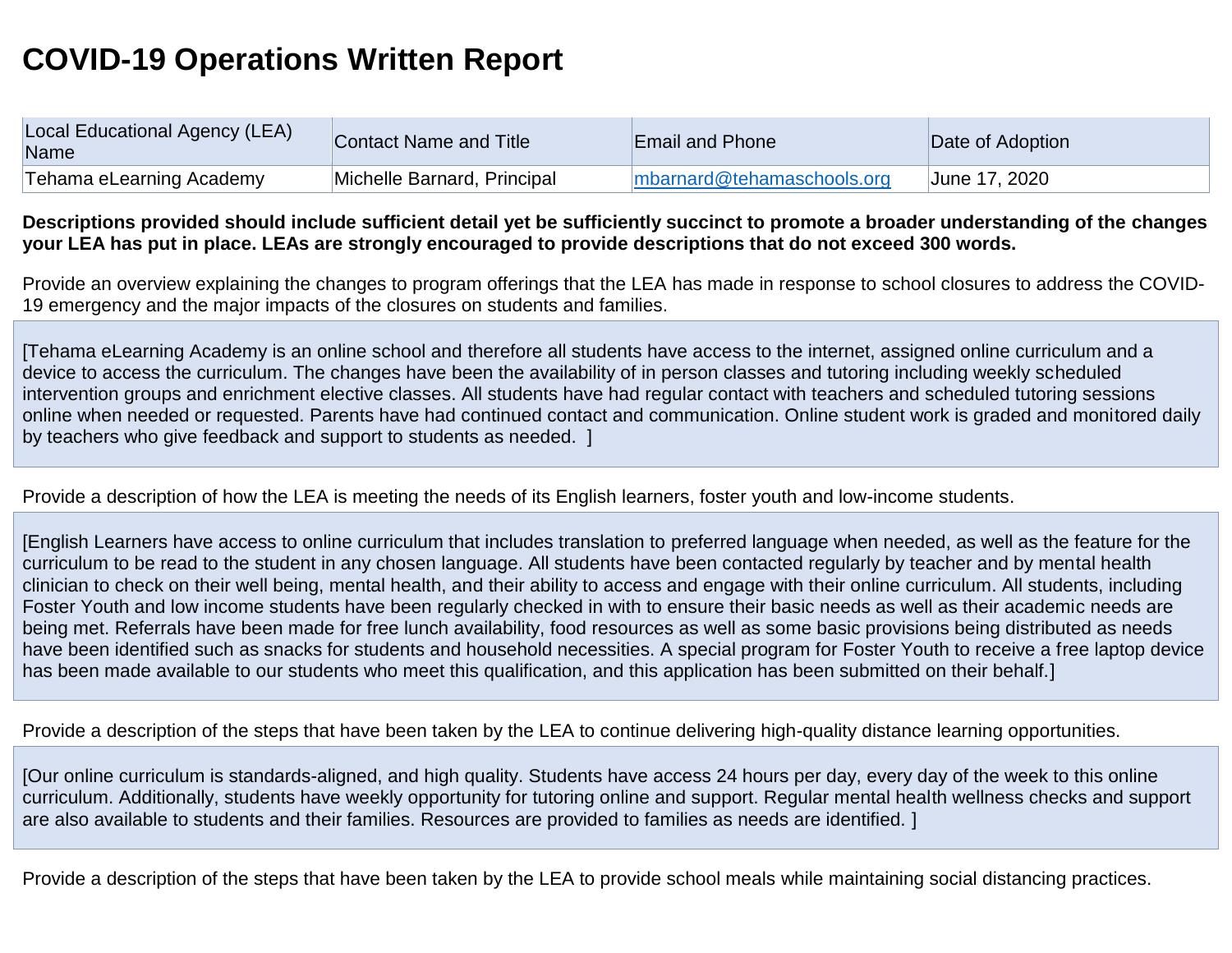# COVID-19 Operations Written Report

| Local Educational Agency (LEA) Name | Contact Name and Title | Email and Phone | Date of Adoption |
| --- | --- | --- | --- |
| Tehama eLearning Academy | Michelle Barnard, Principal | mbarnard@tehamaschools.org | June 17, 2020 |

**Descriptions provided should include sufficient detail yet be sufficiently succinct to promote a broader understanding of the changes your LEA has put in place. LEAs are strongly encouraged to provide descriptions that do not exceed 300 words.**

Provide an overview explaining the changes to program offerings that the LEA has made in response to school closures to address the COVID-19 emergency and the major impacts of the closures on students and families.

[Tehama eLearning Academy is an online school and therefore all students have access to the internet, assigned online curriculum and a device to access the curriculum. The changes have been the availability of in person classes and tutoring including weekly scheduled intervention groups and enrichment elective classes. All students have had regular contact with teachers and scheduled tutoring sessions online when needed or requested. Parents have had continued contact and communication. Online student work is graded and monitored daily by teachers who give feedback and support to students as needed. ]

Provide a description of how the LEA is meeting the needs of its English learners, foster youth and low-income students.

[English Learners have access to online curriculum that includes translation to preferred language when needed, as well as the feature for the curriculum to be read to the student in any chosen language. All students have been contacted regularly by teacher and by mental health clinician to check on their well being, mental health, and their ability to access and engage with their online curriculum. All students, including Foster Youth and low income students have been regularly checked in with to ensure their basic needs as well as their academic needs are being met. Referrals have been made for free lunch availability, food resources as well as some basic provisions being distributed as needs have been identified such as snacks for students and household necessities. A special program for Foster Youth to receive a free laptop device has been made available to our students who meet this qualification, and this application has been submitted on their behalf.]

Provide a description of the steps that have been taken by the LEA to continue delivering high-quality distance learning opportunities.

[Our online curriculum is standards-aligned, and high quality. Students have access 24 hours per day, every day of the week to this online curriculum. Additionally, students have weekly opportunity for tutoring online and support. Regular mental health wellness checks and support are also available to students and their families. Resources are provided to families as needs are identified. ]

Provide a description of the steps that have been taken by the LEA to provide school meals while maintaining social distancing practices.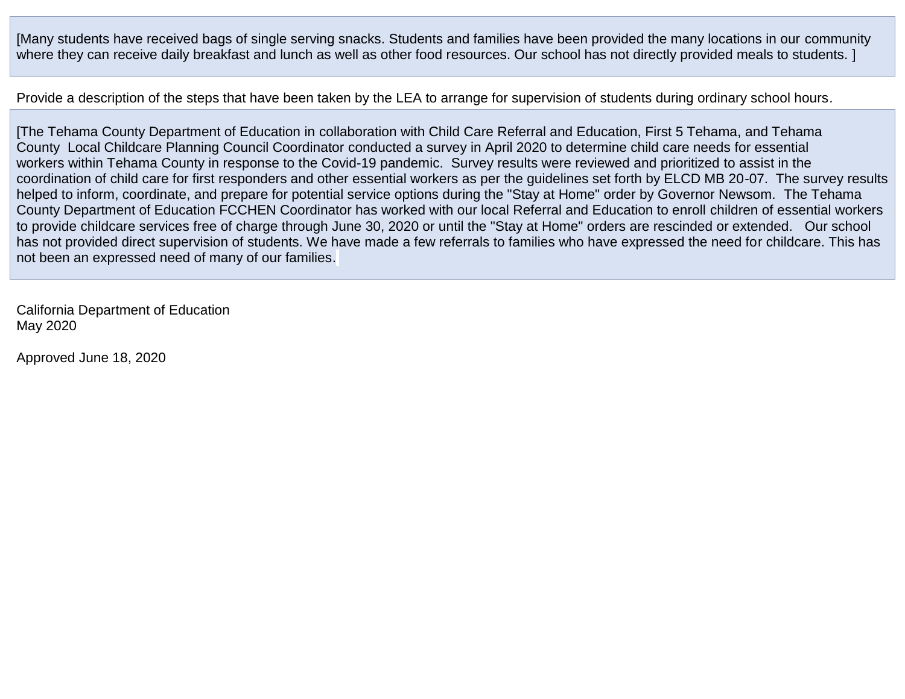[Many students have received bags of single serving snacks. Students and families have been provided the many locations in our community where they can receive daily breakfast and lunch as well as other food resources. Our school has not directly provided meals to students. ]

Provide a description of the steps that have been taken by the LEA to arrange for supervision of students during ordinary school hours.

[The Tehama County Department of Education in collaboration with Child Care Referral and Education, First 5 Tehama, and Tehama County Local Childcare Planning Council Coordinator conducted a survey in April 2020 to determine child care needs for essential workers within Tehama County in response to the Covid-19 pandemic. Survey results were reviewed and prioritized to assist in the coordination of child care for first responders and other essential workers as per the guidelines set forth by ELCD MB 20-07. The survey results helped to inform, coordinate, and prepare for potential service options during the "Stay at Home" order by Governor Newsom. The Tehama County Department of Education FCCHEN Coordinator has worked with our local Referral and Education to enroll children of essential workers to provide childcare services free of charge through June 30, 2020 or until the "Stay at Home" orders are rescinded or extended. Our school has not provided direct supervision of students. We have made a few referrals to families who have expressed the need for childcare. This has not been an expressed need of many of our families.

California Department of Education
May 2020

Approved June 18, 2020